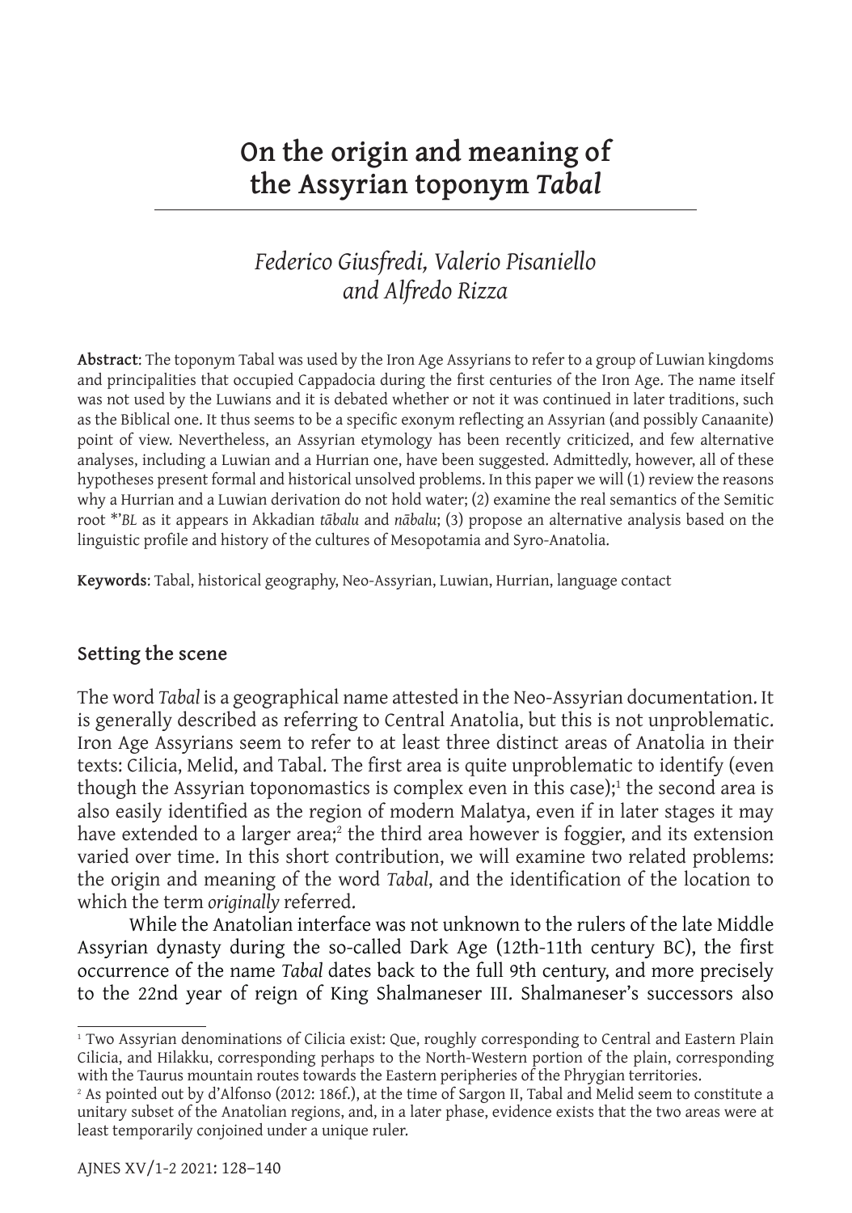# On the origin and meaning of the Assyrian toponym *Tabal*

*Federico Giusfredi, Valerio Pisaniello and Alfredo Rizza*

**Abstract**: The toponym Tabal was used by the Iron Age Assyrians to refer to a group of Luwian kingdoms and principalities that occupied Cappadocia during the first centuries of the Iron Age. The name itself was not used by the Luwians and it is debated whether or not it was continued in later traditions, such as the Biblical one. It thus seems to be a specific exonym reflecting an Assyrian (and possibly Canaanite) point of view. Nevertheless, an Assyrian etymology has been recently criticized, and few alternative analyses, including a Luwian and a Hurrian one, have been suggested. Admittedly, however, all of these hypotheses present formal and historical unsolved problems. In this paper we will (1) review the reasons why a Hurrian and a Luwian derivation do not hold water; (2) examine the real semantics of the Semitic root *'*BL* as it appears in Akkadian *tābalu* and *nābalu*; (3) propose an alternative analysis based on the linguistic profile and history of the cultures of Mesopotamia and Syro-Anatolia.

**Keywords**: Tabal, historical geography, Neo-Assyrian, Luwian, Hurrian, language contact

## Setting the scene

The word *Tabal* is a geographical name attested in the Neo-Assyrian documentation. It is generally described as referring to Central Anatolia, but this is not unproblematic. Iron Age Assyrians seem to refer to at least three distinct areas of Anatolia in their texts: Cilicia, Melid, and Tabal. The first area is quite unproblematic to identify (even though the Assyrian toponomastics is complex even in this case);[1] the second area is also easily identified as the region of modern Malatya, even if in later stages it may have extended to a larger area;[2] the third area however is foggier, and its extension varied over time. In this short contribution, we will examine two related problems: the origin and meaning of the word *Tabal*, and the identification of the location to which the term *originally* referred.

While the Anatolian interface was not unknown to the rulers of the late Middle Assyrian dynasty during the so-called Dark Age (12th-11th century BC), the first occurrence of the name *Tabal* dates back to the full 9th century, and more precisely to the 22nd year of reign of King Shalmaneser III. Shalmaneser's successors also

---

[1] Two Assyrian denominations of Cilicia exist: Que, roughly corresponding to Central and Eastern Plain Cilicia, and Hilakku, corresponding perhaps to the North-Western portion of the plain, corresponding with the Taurus mountain routes towards the Eastern peripheries of the Phrygian territories.

[2] As pointed out by d'Alfonso (2012: 186f.), at the time of Sargon II, Tabal and Melid seem to constitute a unitary subset of the Anatolian regions, and, in a later phase, evidence exists that the two areas were at least temporarily conjoined under a unique ruler.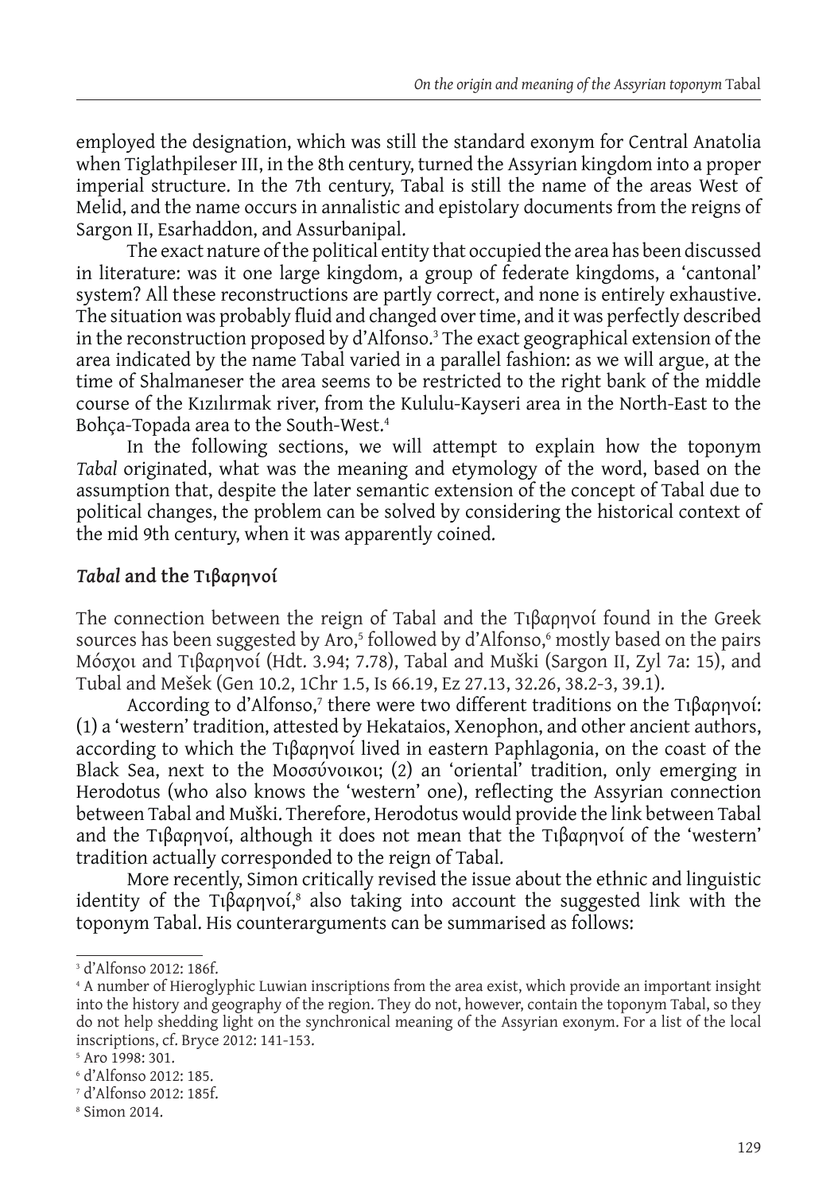employed the designation, which was still the standard exonym for Central Anatolia when Tiglathpileser III, in the 8th century, turned the Assyrian kingdom into a proper imperial structure. In the 7th century, Tabal is still the name of the areas West of Melid, and the name occurs in annalistic and epistolary documents from the reigns of Sargon II, Esarhaddon, and Assurbanipal.

The exact nature of the political entity that occupied the area has been discussed in literature: was it one large kingdom, a group of federate kingdoms, a 'cantonal' system? All these reconstructions are partly correct, and none is entirely exhaustive. The situation was probably fluid and changed over time, and it was perfectly described in the reconstruction proposed by d'Alfonso.[3] The exact geographical extension of the area indicated by the name Tabal varied in a parallel fashion: as we will argue, at the time of Shalmaneser the area seems to be restricted to the right bank of the middle course of the Kızılırmak river, from the Kululu-Kayseri area in the North-East to the Bohça-Topada area to the South-West.[4]

In the following sections, we will attempt to explain how the toponym *Tabal* originated, what was the meaning and etymology of the word, based on the assumption that, despite the later semantic extension of the concept of Tabal due to political changes, the problem can be solved by considering the historical context of the mid 9th century, when it was apparently coined.

## *Tabal* and the Τιβαρηνοί

The connection between the reign of Tabal and the Τιβαρηνοί found in the Greek sources has been suggested by Aro,[5] followed by d'Alfonso,[6] mostly based on the pairs Μόσχοι and Τιβαρηνοί (Hdt. 3.94; 7.78), Tabal and Muški (Sargon II, Zyl 7a: 15), and Tubal and Mešek (Gen 10.2, 1Chr 1.5, Is 66.19, Ez 27.13, 32.26, 38.2-3, 39.1).

According to d'Alfonso,[7] there were two different traditions on the Τιβαρηνοί: (1) a 'western' tradition, attested by Hekataios, Xenophon, and other ancient authors, according to which the Τιβαρηνοί lived in eastern Paphlagonia, on the coast of the Black Sea, next to the Μοσσύνοικοι; (2) an 'oriental' tradition, only emerging in Herodotus (who also knows the 'western' one), reflecting the Assyrian connection between Tabal and Muški. Therefore, Herodotus would provide the link between Tabal and the Τιβαρηνοί, although it does not mean that the Τιβαρηνοί of the 'western' tradition actually corresponded to the reign of Tabal.

More recently, Simon critically revised the issue about the ethnic and linguistic identity of the Τιβαρηνοί,[8] also taking into account the suggested link with the toponym Tabal. His counterarguments can be summarised as follows:

---

[3] d'Alfonso 2012: 186f.

[4] A number of Hieroglyphic Luwian inscriptions from the area exist, which provide an important insight into the history and geography of the region. They do not, however, contain the toponym Tabal, so they do not help shedding light on the synchronical meaning of the Assyrian exonym. For a list of the local inscriptions, cf. Bryce 2012: 141-153.

[5] Aro 1998: 301.

[6] d'Alfonso 2012: 185.

[7] d'Alfonso 2012: 185f.

[8] Simon 2014.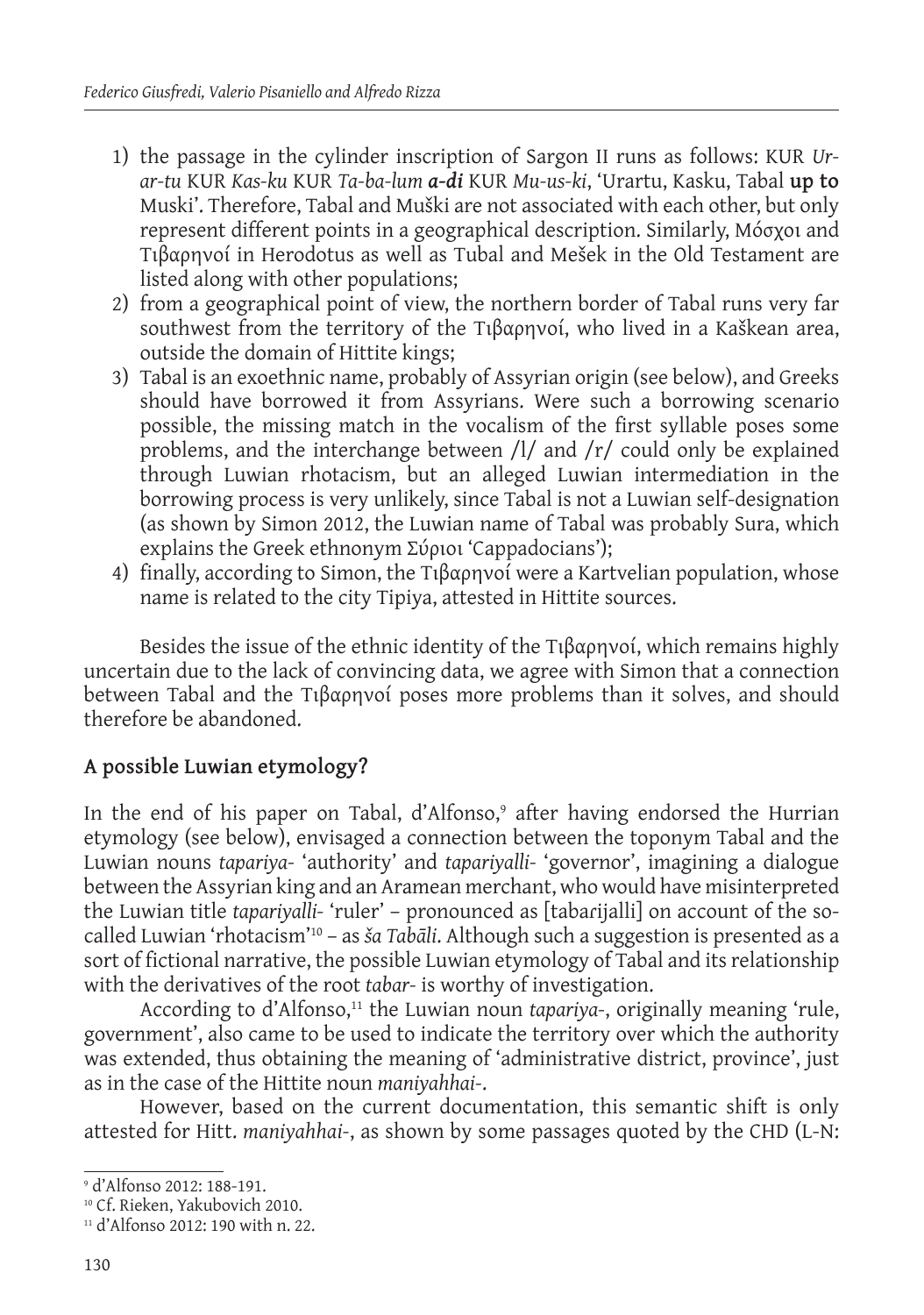1) the passage in the cylinder inscription of Sargon II runs as follows: KUR *Ur-ar-tu* KUR *Kas-ku* KUR *Ta-ba-lum* ***a-di*** KUR *Mu-us-ki*, 'Urartu, Kasku, Tabal **up to** Muski'. Therefore, Tabal and Muški are not associated with each other, but only represent different points in a geographical description. Similarly, Μόσχοι and Τιβαρηνοί in Herodotus as well as Tubal and Mešek in the Old Testament are listed along with other populations;
2) from a geographical point of view, the northern border of Tabal runs very far southwest from the territory of the Τιβαρηνοί, who lived in a Kaškean area, outside the domain of Hittite kings;
3) Tabal is an exoethnic name, probably of Assyrian origin (see below), and Greeks should have borrowed it from Assyrians. Were such a borrowing scenario possible, the missing match in the vocalism of the first syllable poses some problems, and the interchange between /l/ and /r/ could only be explained through Luwian rhotacism, but an alleged Luwian intermediation in the borrowing process is very unlikely, since Tabal is not a Luwian self-designation (as shown by Simon 2012, the Luwian name of Tabal was probably Sura, which explains the Greek ethnonym Σύριοι 'Cappadocians');
4) finally, according to Simon, the Τιβαρηνοί were a Kartvelian population, whose name is related to the city Tipiya, attested in Hittite sources.

Besides the issue of the ethnic identity of the Τιβαρηνοί, which remains highly uncertain due to the lack of convincing data, we agree with Simon that a connection between Tabal and the Τιβαρηνοί poses more problems than it solves, and should therefore be abandoned.

## A possible Luwian etymology?

In the end of his paper on Tabal, d'Alfonso,[9] after having endorsed the Hurrian etymology (see below), envisaged a connection between the toponym Tabal and the Luwian nouns *tapariya-* 'authority' and *tapariyalli-* 'governor', imagining a dialogue between the Assyrian king and an Aramean merchant, who would have misinterpreted the Luwian title *tapariyalli-* 'ruler' – pronounced as [taba*r*ijalli] on account of the so-called Luwian 'rhotacism'[10] – as *ša Tabāli*. Although such a suggestion is presented as a sort of fictional narrative, the possible Luwian etymology of Tabal and its relationship with the derivatives of the root *tabar-* is worthy of investigation.

According to d'Alfonso,[11] the Luwian noun *tapariya-*, originally meaning 'rule, government', also came to be used to indicate the territory over which the authority was extended, thus obtaining the meaning of 'administrative district, province', just as in the case of the Hittite noun *maniyahhai-*.

However, based on the current documentation, this semantic shift is only attested for Hitt. *maniyahhai-*, as shown by some passages quoted by the CHD (L-N:

[9] d'Alfonso 2012: 188-191.

[10] Cf. Rieken, Yakubovich 2010.

[11] d'Alfonso 2012: 190 with n. 22.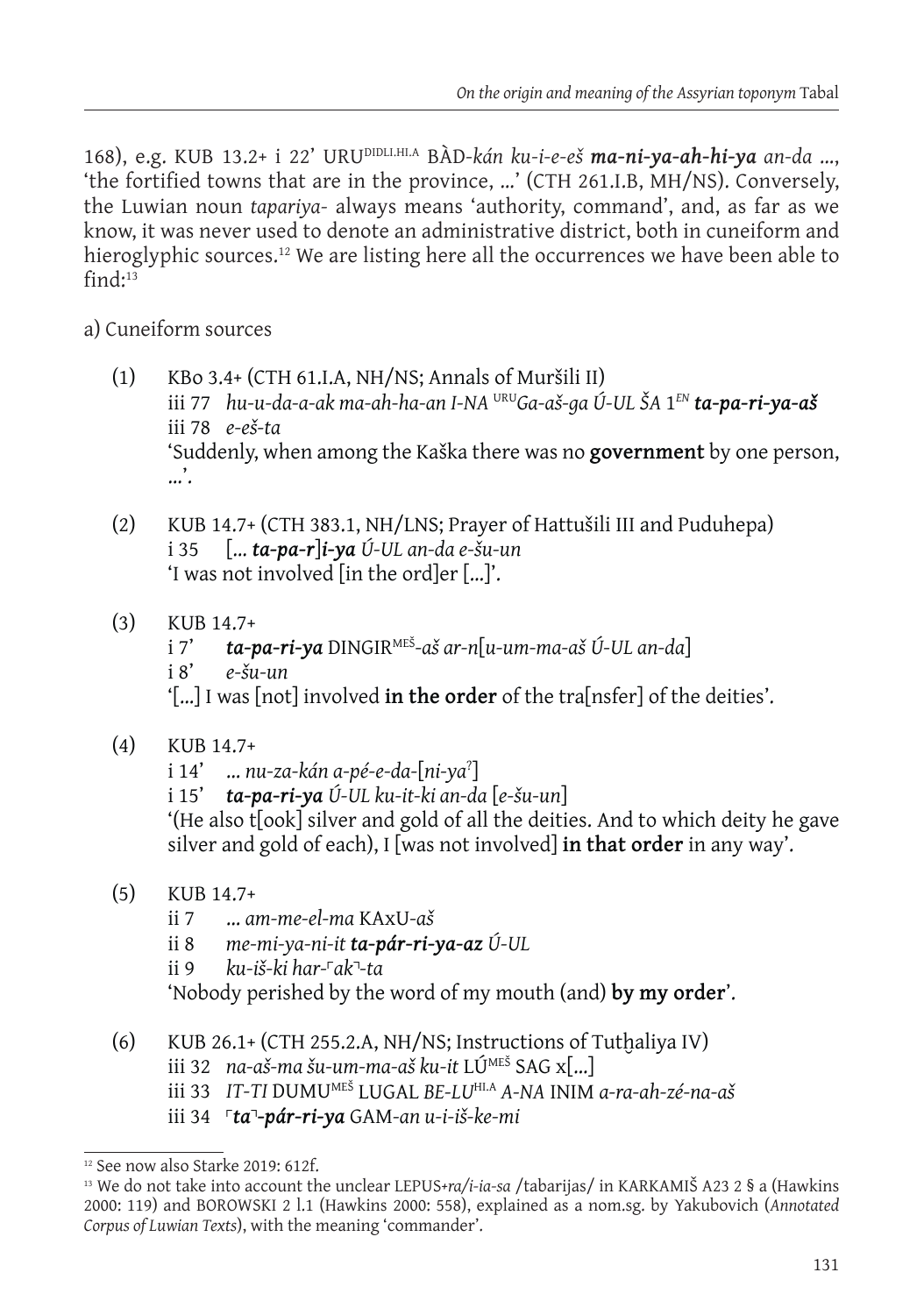168), e.g. KUB 13.2+ i 22' URU[DIDLI.HI.A] BÀD-*kán ku-i-e-eš* ***ma-ni-ya-ah-hi-ya*** *an-da* ..., 'the fortified towns that are in the province, ...' (CTH 261.I.B, MH/NS). Conversely, the Luwian noun *tapariya-* always means 'authority, command', and, as far as we know, it was never used to denote an administrative district, both in cuneiform and hieroglyphic sources.[12] We are listing here all the occurrences we have been able to find:[13]

a) Cuneiform sources

(1) KBo 3.4+ (CTH 61.I.A, NH/NS; Annals of Muršili II)
iii 77 *hu-u-da-a-ak ma-ah-ha-an I-NA* [URU]*Ga-aš-ga Ú-UL ŠA* 1[EN] ***ta-pa-ri-ya-aš***
iii 78 *e-eš-ta*
'Suddenly, when among the Kaška there was no **government** by one person, ...'.

(2) KUB 14.7+ (CTH 383.1, NH/LNS; Prayer of Hattušili III and Puduhepa)
i 35 [... ***ta-pa-r***]***i-ya*** *Ú-UL an-da e-šu-un*
'I was not involved [in the ord]er [...]'.

(3) KUB 14.7+
i 7' ***ta-pa-ri-ya*** DINGIR[MEŠ]-*aš ar-n*[*u-um-ma-aš Ú-UL an-da*]
i 8' *e-šu-un*
'[...] I was [not] involved **in the order** of the tra[nsfer] of the deities'.

(4) KUB 14.7+
i 14' ... *nu-za-kán a-pé-e-da-*[*ni-ya*[?]]
i 15' ***ta-pa-ri-ya*** *Ú-UL ku-it-ki an-da* [*e-šu-un*]
'(He also t[ook] silver and gold of all the deities. And to which deity he gave silver and gold of each), I [was not involved] **in that order** in any way'.

(5) KUB 14.7+
ii 7 ... *am-me-el-ma* KAxU-*aš*
ii 8 *me-mi-ya-ni-it* ***ta-pár-ri-ya-az*** *Ú-UL*
ii 9 *ku-iš-ki har-*⌜*ak*⌝*-ta*
'Nobody perished by the word of my mouth (and) **by my order**'.

(6) KUB 26.1+ (CTH 255.2.A, NH/NS; Instructions of Tutḫaliya IV)
iii 32 *na-aš-ma šu-um-ma-aš ku-it* LÚ[MEŠ] SAG x[...]
iii 33 *IT-TI* DUMU[MEŠ] LUGAL *BE-LU*[HI.A] *A-NA* INIM *a-ra-ah-zé-na-aš*
iii 34 ⌜***ta***⌝***-pár-ri-ya*** GAM-*an u-i-iš-ke-mi*

---

[12] See now also Starke 2019: 612f.

[13] We do not take into account the unclear LEPUS+*ra/i-ia-sa* /tabarijas/ in KARKAMIŠ A23 2 § a (Hawkins 2000: 119) and BOROWSKI 2 l.1 (Hawkins 2000: 558), explained as a nom.sg. by Yakubovich (*Annotated Corpus of Luwian Texts*), with the meaning 'commander'.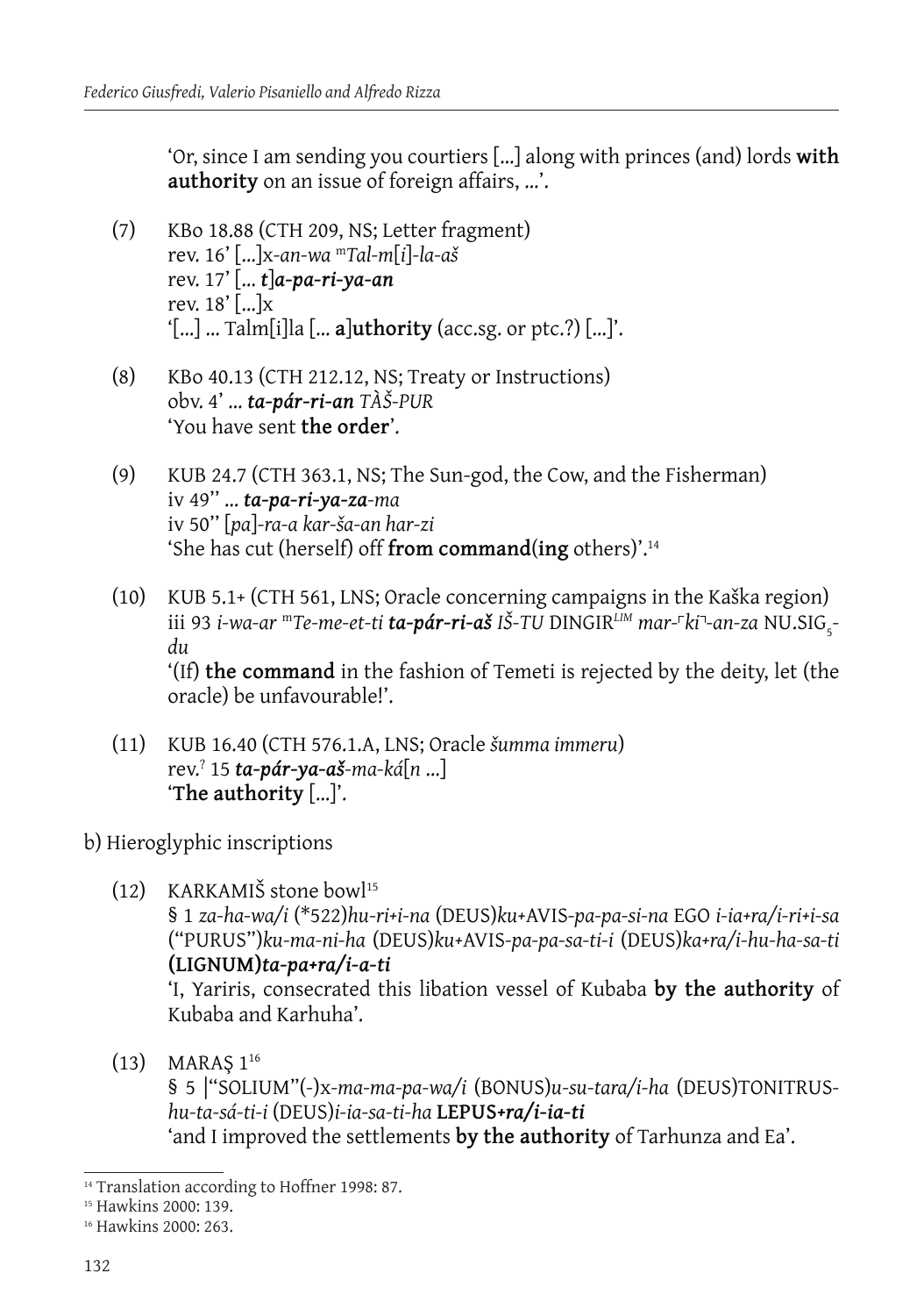'Or, since I am sending you courtiers [...] along with princes (and) lords **with authority** on an issue of foreign affairs, ...'.

(7) KBo 18.88 (CTH 209, NS; Letter fragment)
rev. 16' [...]x-*an-wa* ᵐ*Tal-m*[*i*]-*la-aš*
rev. 17' [... ***t***]***a-pa-ri-ya-an***
rev. 18' [...]x
'[...] ... Talm[i]la [... **a**]**uthority** (acc.sg. or ptc.?) [...]'.

(8) KBo 40.13 (CTH 212.12, NS; Treaty or Instructions)
obv. 4' ... ***ta-pár-ri-an*** *TÀŠ-PUR*
'You have sent **the order**'.

(9) KUB 24.7 (CTH 363.1, NS; The Sun-god, the Cow, and the Fisherman)
iv 49'' ... ***ta-pa-ri-ya-za****-ma*
iv 50'' [*pa*]-*ra-a kar-ša-an har-zi*
'She has cut (herself) off **from command**(**ing** others)'.[14]

(10) KUB 5.1+ (CTH 561, LNS; Oracle concerning campaigns in the Kaška region)
iii 93 *i-wa-ar* ᵐ*Te-me-et-ti* ***ta-pár-ri-aš*** *IŠ-TU* DINGIR*LIM* *mar-*⌜*ki*⌝*-an-za* NU.SIG$_5$-*du*
'(If) **the command** in the fashion of Temeti is rejected by the deity, let (the oracle) be unfavourable!'.

(11) KUB 16.40 (CTH 576.1.A, LNS; Oracle *šumma immeru*)
rev.? 15 ***ta-pár-ya-aš****-ma-ká*[*n* ...]
'**The authority** [...]'.

b) Hieroglyphic inscriptions

(12) KARKAMIŠ stone bowl[15]
§ 1 *za-ha-wa/i* (*522)*hu-ri+i-na* (DEUS)*ku*+AVIS-*pa-pa-si-na* EGO *i-ia+ra/i-ri+i-sa* ("PURUS")*ku-ma-ni-ha* (DEUS)*ku*+AVIS-*pa-pa-sa-ti-i* (DEUS)*ka+ra/i-hu-ha-sa-ti* **(LIGNUM)*ta-pa+ra/i-a-ti***
'I, Yariris, consecrated this libation vessel of Kubaba **by the authority** of Kubaba and Karhuha'.

(13) MARAŞ 1[16]
§ 5 |"SOLIUM"(-)x-*ma-ma-pa-wa/i* (BONUS)*u-su-tara/i-ha* (DEUS)TONITRUS-*hu-ta-sá-ti-i* (DEUS)*i-ia-sa-ti-ha* **LEPUS*+ra/i-ia-ti***
'and I improved the settlements **by the authority** of Tarhunza and Ea'.

---

[14] Translation according to Hoffner 1998: 87.
[15] Hawkins 2000: 139.
[16] Hawkins 2000: 263.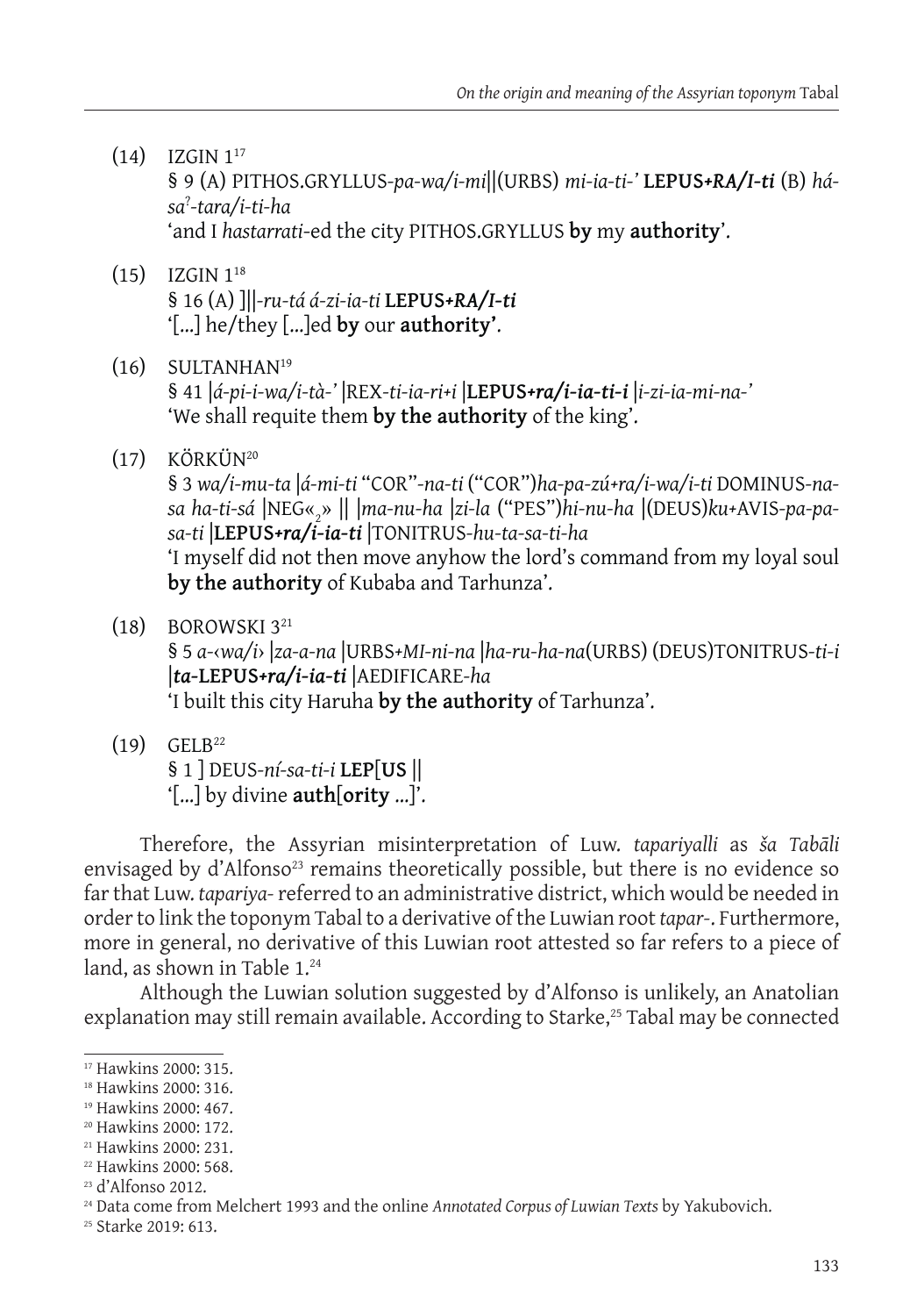(14) IZGIN 1[17]
§ 9 (A) PITHOS.GRYLLUS-*pa-wa/i-mi*||(URBS) *mi-ia-ti-'* **LEPUS+*RA/I-ti*** (B) *há-sa*?*-tara/i-ti-ha*
'and I *hastarrati*-ed the city PITHOS.GRYLLUS **by** my **authority**'.

(15) IZGIN 1[18]
§ 16 (A) ]||*-ru-tá á-zi-ia-ti* **LEPUS+*RA/I-ti***
'[…] he/they […]ed **by** our **authority'**.

(16) SULTANHAN[19]
§ 41 |*á-pi-i-wa/i-tà-'* |REX-*ti-ia-ri+i* |**LEPUS+*ra/i-ia-ti-i*** |*i-zi-ia-mi-na-'*
'We shall requite them **by the authority** of the king'.

(17) KÖRKÜN[20]
§ 3 *wa/i-mu-ta* |*á-mi-ti* "COR"*-na-ti* ("COR")*ha-pa-zú+ra/i-wa/i-ti* DOMINUS-*na-sa ha-ti-sá* |NEG«$_2$» || |*ma-nu-ha* |*zi-la* ("PES")*hi-nu-ha* |(DEUS)*ku*+AVIS-*pa-pa-sa-ti* |**LEPUS+*ra/i-ia-ti*** |TONITRUS-*hu-ta-sa-ti-ha*
'I myself did not then move anyhow the lord's command from my loyal soul **by the authority** of Kubaba and Tarhunza'.

(18) BOROWSKI 3[21]
§ 5 *a-‹wa/i›* |*za-a-na* |URBS+*MI-ni-na* |*ha-ru-ha-na*(URBS) (DEUS)TONITRUS-*ti-i* |***ta*-LEPUS+*ra/i-ia-ti*** |AEDIFICARE-*ha*
'I built this city Haruha **by the authority** of Tarhunza'.

(19) GELB[22]
§ 1 ] DEUS-*ní-sa-ti-i* **LEP**[**US** ||
'[…] by divine **auth**[**ority** …]'.

Therefore, the Assyrian misinterpretation of Luw. *tapariyalli* as *ša Tabāli* envisaged by d'Alfonso[23] remains theoretically possible, but there is no evidence so far that Luw. *tapariya-* referred to an administrative district, which would be needed in order to link the toponym Tabal to a derivative of the Luwian root *tapar-*. Furthermore, more in general, no derivative of this Luwian root attested so far refers to a piece of land, as shown in Table 1.[24]

Although the Luwian solution suggested by d'Alfonso is unlikely, an Anatolian explanation may still remain available. According to Starke,[25] Tabal may be connected

---

[17] Hawkins 2000: 315.
[18] Hawkins 2000: 316.
[19] Hawkins 2000: 467.
[20] Hawkins 2000: 172.
[21] Hawkins 2000: 231.
[22] Hawkins 2000: 568.
[23] d'Alfonso 2012.
[24] Data come from Melchert 1993 and the online *Annotated Corpus of Luwian Texts* by Yakubovich.
[25] Starke 2019: 613.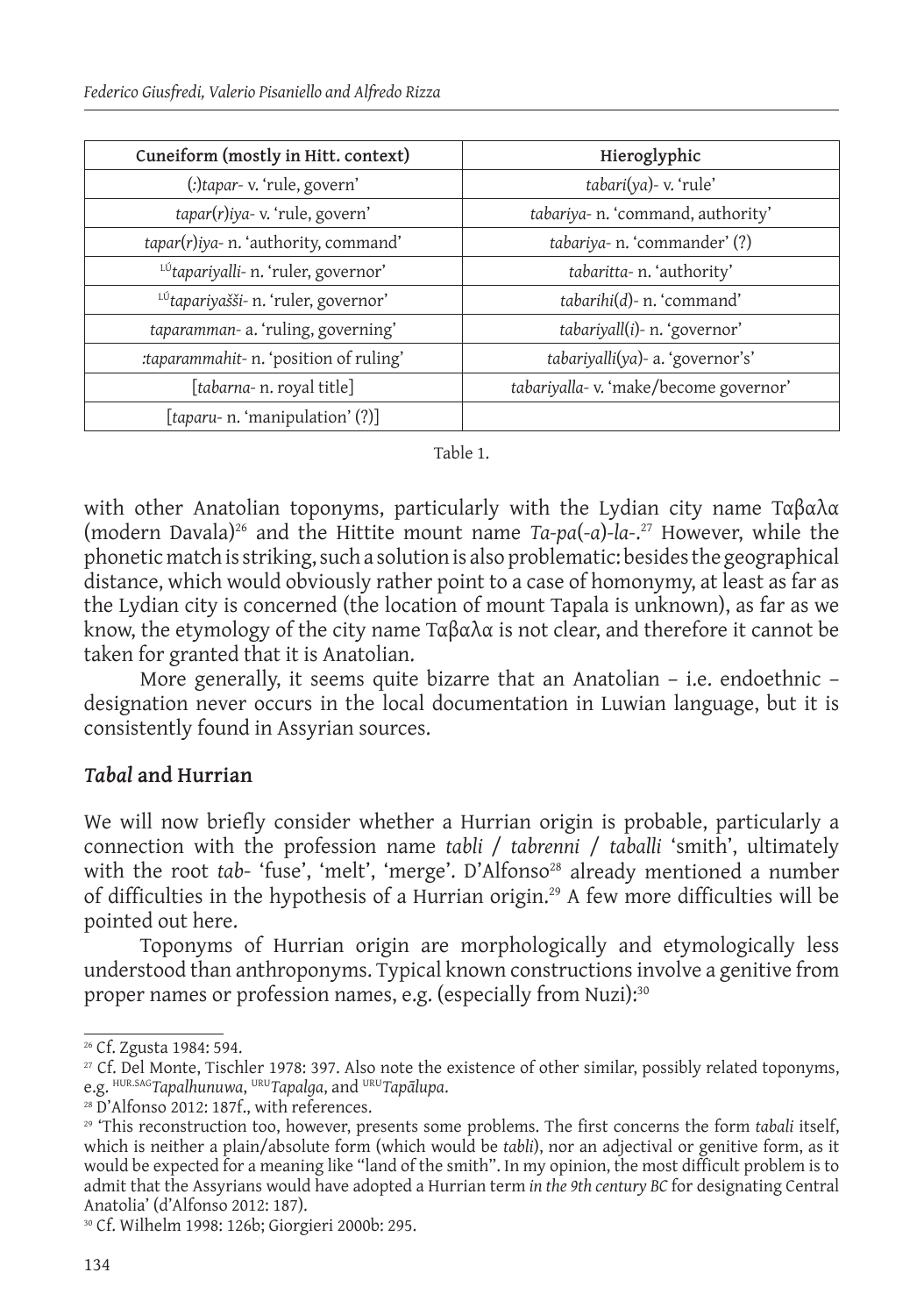| Cuneiform (mostly in Hitt. context) | Hieroglyphic |
| --- | --- |
| (:)*tapar*- v. 'rule, govern' | *tabari*(*ya*)- v. 'rule' |
| *tapar*(*r*)*iya*- v. 'rule, govern' | *tabariya*- n. 'command, authority' |
| *tapar*(*r*)*iya*- n. 'authority, command' | *tabariya*- n. 'commander' (?) |
| LÚ*tapariyalli*- n. 'ruler, governor' | *tabaritta*- n. 'authority' |
| LÚ*tapariyašši*- n. 'ruler, governor' | *tabarihi*(*d*)- n. 'command' |
| *taparamman*- a. 'ruling, governing' | *tabariyall*(*i*)- n. 'governor' |
| :*taparammahit*- n. 'position of ruling' | *tabariyalli*(*ya*)- a. 'governor's' |
| [*tabarna*- n. royal title] | *tabariyalla*- v. 'make/become governor' |
| [*taparu*- n. 'manipulation' (?)] | |

Table 1.

with other Anatolian toponyms, particularly with the Lydian city name Ταβαλα (modern Davala)[26] and the Hittite mount name *Ta-pa*(*-a*)*-la*-.[27] However, while the phonetic match is striking, such a solution is also problematic: besides the geographical distance, which would obviously rather point to a case of homonymy, at least as far as the Lydian city is concerned (the location of mount Tapala is unknown), as far as we know, the etymology of the city name Ταβαλα is not clear, and therefore it cannot be taken for granted that it is Anatolian.

More generally, it seems quite bizarre that an Anatolian – i.e. endoethnic – designation never occurs in the local documentation in Luwian language, but it is consistently found in Assyrian sources.

## *Tabal* and Hurrian

We will now briefly consider whether a Hurrian origin is probable, particularly a connection with the profession name *tabli* / *tabrenni* / *taballi* 'smith', ultimately with the root *tab*- 'fuse', 'melt', 'merge'. D'Alfonso[28] already mentioned a number of difficulties in the hypothesis of a Hurrian origin.[29] A few more difficulties will be pointed out here.

Toponyms of Hurrian origin are morphologically and etymologically less understood than anthroponyms. Typical known constructions involve a genitive from proper names or profession names, e.g. (especially from Nuzi):[30]

---

[26] Cf. Zgusta 1984: 594.

[27] Cf. Del Monte, Tischler 1978: 397. Also note the existence of other similar, possibly related toponyms, e.g. HUR.SAG*Tapalhunuwa*, URU*Tapalga*, and URU*Tapālupa*.

[28] D'Alfonso 2012: 187f., with references.

[29] 'This reconstruction too, however, presents some problems. The first concerns the form *tabali* itself, which is neither a plain/absolute form (which would be *tabli*), nor an adjectival or genitive form, as it would be expected for a meaning like "land of the smith". In my opinion, the most difficult problem is to admit that the Assyrians would have adopted a Hurrian term *in the 9th century BC* for designating Central Anatolia' (d'Alfonso 2012: 187).

[30] Cf. Wilhelm 1998: 126b; Giorgieri 2000b: 295.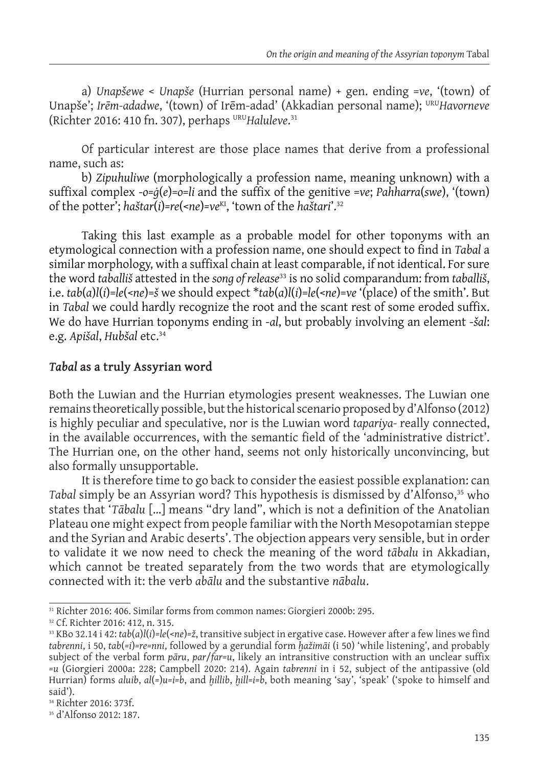a) *Unapšewe* < *Unapše* (Hurrian personal name) + gen. ending *=ve*, '(town) of Unapše'; *Irēm-adadwe*, '(town) of Irēm-adad' (Akkadian personal name); URU*Havorneve* (Richter 2016: 410 fn. 307), perhaps URU*Haluleve*.[31]

Of particular interest are those place names that derive from a professional name, such as:

b) *Zipuhuliwe* (morphologically a profession name, meaning unknown) with a suffixal complex *-o=ǵ(e)=o=li* and the suffix of the genitive *=ve*; *Pahharra(swe)*, '(town) of the potter'; *haštar(i)=re(<ne)=ve*KI, 'town of the *haštari*'.[32]

Taking this last example as a probable model for other toponyms with an etymological connection with a profession name, one should expect to find in *Tabal* a similar morphology, with a suffixal chain at least comparable, if not identical. For sure the word *taballiš* attested in the *song of release*[33] is no solid comparandum: from *taballiš*, i.e. *tab(a)l(i)=le(<ne)=š* we should expect *\*tab(a)l(i)=le(<ne)=ve* '(place) of the smith'. But in *Tabal* we could hardly recognize the root and the scant rest of some eroded suffix. We do have Hurrian toponyms ending in *-al*, but probably involving an element *-šal*: e.g. *Apišal*, *Hubšal* etc.[34]

## *Tabal* as a truly Assyrian word

Both the Luwian and the Hurrian etymologies present weaknesses. The Luwian one remains theoretically possible, but the historical scenario proposed by d'Alfonso (2012) is highly peculiar and speculative, nor is the Luwian word *tapariya-* really connected, in the available occurrences, with the semantic field of the 'administrative district'. The Hurrian one, on the other hand, seems not only historically unconvincing, but also formally unsupportable.

It is therefore time to go back to consider the easiest possible explanation: can *Tabal* simply be an Assyrian word? This hypothesis is dismissed by d'Alfonso,[35] who states that '*Tābalu* [...] means "dry land", which is not a definition of the Anatolian Plateau one might expect from people familiar with the North Mesopotamian steppe and the Syrian and Arabic deserts'. The objection appears very sensible, but in order to validate it we now need to check the meaning of the word *tābalu* in Akkadian, which cannot be treated separately from the two words that are etymologically connected with it: the verb *abālu* and the substantive *nābalu*.

---

[31] Richter 2016: 406. Similar forms from common names: Giorgieri 2000b: 295.

[32] Cf. Richter 2016: 412, n. 315.

[33] KBo 32.14 i 42: *tab(a)l(i)=le(<ne)=ž*, transitive subject in ergative case. However after a few lines we find *tabrenni*, i 50, *tab(=i)=re=nni*, followed by a gerundial form *ḫažimāi* (i 50) 'while listening', and probably subject of the verbal form *pāru*, *par/far=u*, likely an intransitive construction with an unclear suffix *=u* (Giorgieri 2000a: 228; Campbell 2020: 214). Again *tabrenni* in i 52, subject of the antipassive (old Hurrian) forms *aluib*, *al(=)u=i=b*, and *ḫillib*, *ḫill=i=b*, both meaning 'say', 'speak' ('spoke to himself and said').

[34] Richter 2016: 373f.

[35] d'Alfonso 2012: 187.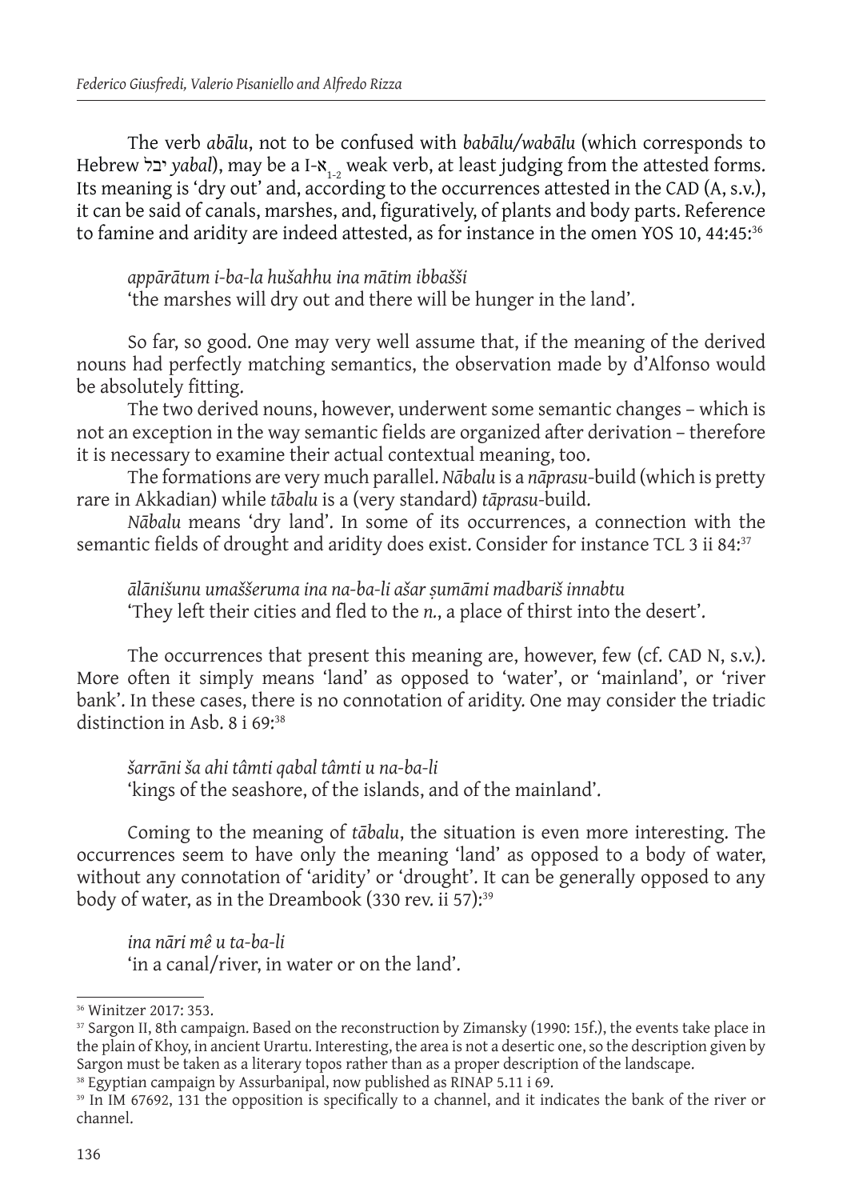The verb *abālu*, not to be confused with *babālu/wabālu* (which corresponds to Hebrew יבל *yabal*), may be a I-$א_{1\text{-}2}$ weak verb, at least judging from the attested forms. Its meaning is 'dry out' and, according to the occurrences attested in the CAD (A, s.v.), it can be said of canals, marshes, and, figuratively, of plants and body parts. Reference to famine and aridity are indeed attested, as for instance in the omen YOS 10, 44:45:[36]

> *appārātum i-ba-la hušahhu ina mātim ibbašši*
> 'the marshes will dry out and there will be hunger in the land'.

So far, so good. One may very well assume that, if the meaning of the derived nouns had perfectly matching semantics, the observation made by d'Alfonso would be absolutely fitting.

The two derived nouns, however, underwent some semantic changes – which is not an exception in the way semantic fields are organized after derivation – therefore it is necessary to examine their actual contextual meaning, too.

The formations are very much parallel. *Nābalu* is a *nāprasu*-build (which is pretty rare in Akkadian) while *tābalu* is a (very standard) *tāprasu*-build.

*Nābalu* means 'dry land'. In some of its occurrences, a connection with the semantic fields of drought and aridity does exist. Consider for instance TCL 3 ii 84:[37]

> *ālānišunu umaššeruma ina na-ba-li ašar ṣumāmi madbariš innabtu*
> 'They left their cities and fled to the *n.*, a place of thirst into the desert'.

The occurrences that present this meaning are, however, few (cf. CAD N, s.v.). More often it simply means 'land' as opposed to 'water', or 'mainland', or 'river bank'. In these cases, there is no connotation of aridity. One may consider the triadic distinction in Asb. 8 i 69:[38]

> *šarrāni ša ahi tâmti qabal tâmti u na-ba-li*
> 'kings of the seashore, of the islands, and of the mainland'.

Coming to the meaning of *tābalu*, the situation is even more interesting. The occurrences seem to have only the meaning 'land' as opposed to a body of water, without any connotation of 'aridity' or 'drought'. It can be generally opposed to any body of water, as in the Dreambook (330 rev. ii 57):[39]

> *ina nāri mê u ta-ba-li*
> 'in a canal/river, in water or on the land'.

---

[36] Winitzer 2017: 353.

[37] Sargon II, 8th campaign. Based on the reconstruction by Zimansky (1990: 15f.), the events take place in the plain of Khoy, in ancient Urartu. Interesting, the area is not a desertic one, so the description given by Sargon must be taken as a literary topos rather than as a proper description of the landscape.

[38] Egyptian campaign by Assurbanipal, now published as RINAP 5.11 i 69.

[39] In IM 67692, 131 the opposition is specifically to a channel, and it indicates the bank of the river or channel.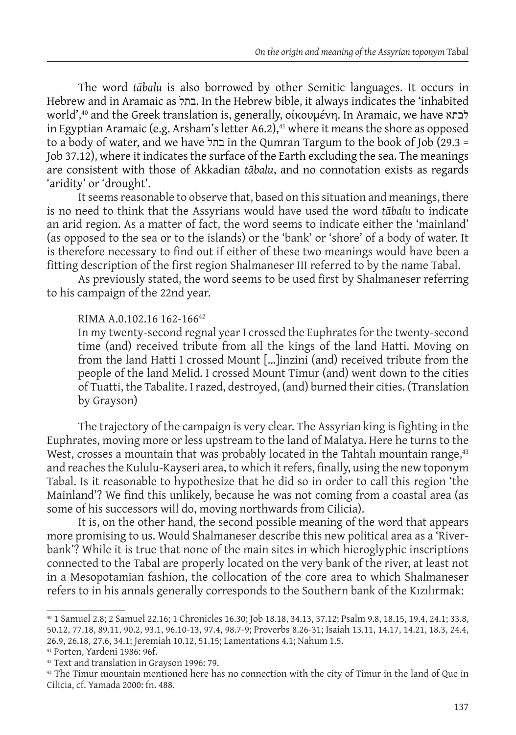The word *tābalu* is also borrowed by other Semitic languages. It occurs in Hebrew and in Aramaic as בתל. In the Hebrew bible, it always indicates the 'inhabited world',[40] and the Greek translation is, generally, οἰκουμένη. In Aramaic, we have לבתא in Egyptian Aramaic (e.g. Arsham's letter A6.2),[41] where it means the shore as opposed to a body of water, and we have בתל in the Qumran Targum to the book of Job (29.3 = Job 37.12), where it indicates the surface of the Earth excluding the sea. The meanings are consistent with those of Akkadian *tābalu*, and no connotation exists as regards 'aridity' or 'drought'.

It seems reasonable to observe that, based on this situation and meanings, there is no need to think that the Assyrians would have used the word *tābalu* to indicate an arid region. As a matter of fact, the word seems to indicate either the 'mainland' (as opposed to the sea or to the islands) or the 'bank' or 'shore' of a body of water. It is therefore necessary to find out if either of these two meanings would have been a fitting description of the first region Shalmaneser III referred to by the name Tabal.

As previously stated, the word seems to be used first by Shalmaneser referring to his campaign of the 22nd year.

> RIMA A.0.102.16 162-166[42]
> In my twenty-second regnal year I crossed the Euphrates for the twenty-second time (and) received tribute from all the kings of the land Hatti. Moving on from the land Hatti I crossed Mount [...]inzini (and) received tribute from the people of the land Melid. I crossed Mount Timur (and) went down to the cities of Tuatti, the Tabalite. I razed, destroyed, (and) burned their cities. (Translation by Grayson)

The trajectory of the campaign is very clear. The Assyrian king is fighting in the Euphrates, moving more or less upstream to the land of Malatya. Here he turns to the West, crosses a mountain that was probably located in the Tahtalı mountain range,[43] and reaches the Kululu-Kayseri area, to which it refers, finally, using the new toponym Tabal. Is it reasonable to hypothesize that he did so in order to call this region 'the Mainland'? We find this unlikely, because he was not coming from a coastal area (as some of his successors will do, moving northwards from Cilicia).

It is, on the other hand, the second possible meaning of the word that appears more promising to us. Would Shalmaneser describe this new political area as a 'River-bank'? While it is true that none of the main sites in which hieroglyphic inscriptions connected to the Tabal are properly located on the very bank of the river, at least not in a Mesopotamian fashion, the collocation of the core area to which Shalmaneser refers to in his annals generally corresponds to the Southern bank of the Kızılırmak:

---

[40] 1 Samuel 2.8; 2 Samuel 22.16; 1 Chronicles 16.30; Job 18.18, 34.13, 37.12; Psalm 9.8, 18.15, 19.4, 24.1; 33.8, 50.12, 77.18, 89.11, 90.2, 93.1, 96.10-13, 97.4, 98.7-9; Proverbs 8.26-31; Isaiah 13.11, 14.17, 14.21, 18.3, 24.4, 26.9, 26.18, 27.6, 34.1; Jeremiah 10.12, 51.15; Lamentations 4.1; Nahum 1.5.

[41] Porten, Yardeni 1986: 96f.

[42] Text and translation in Grayson 1996: 79.

[43] The Timur mountain mentioned here has no connection with the city of Timur in the land of Que in Cilicia, cf. Yamada 2000: fn. 488.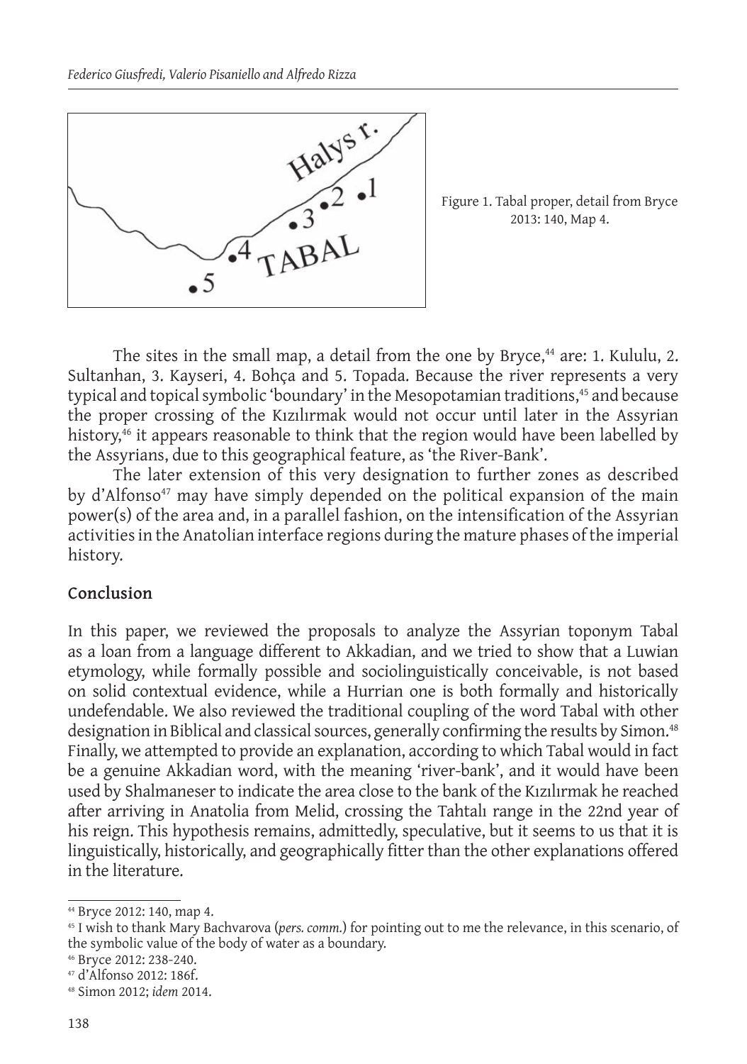Figure 1. Tabal proper, detail from Bryce 2013: 140, Map 4.

The sites in the small map, a detail from the one by Bryce,[44] are: 1. Kululu, 2. Sultanhan, 3. Kayseri, 4. Bohça and 5. Topada. Because the river represents a very typical and topical symbolic 'boundary' in the Mesopotamian traditions,[45] and because the proper crossing of the Kızılırmak would not occur until later in the Assyrian history,[46] it appears reasonable to think that the region would have been labelled by the Assyrians, due to this geographical feature, as 'the River-Bank'.

The later extension of this very designation to further zones as described by d'Alfonso[47] may have simply depended on the political expansion of the main power(s) of the area and, in a parallel fashion, on the intensification of the Assyrian activities in the Anatolian interface regions during the mature phases of the imperial history.

## Conclusion

In this paper, we reviewed the proposals to analyze the Assyrian toponym Tabal as a loan from a language different to Akkadian, and we tried to show that a Luwian etymology, while formally possible and sociolinguistically conceivable, is not based on solid contextual evidence, while a Hurrian one is both formally and historically undefendable. We also reviewed the traditional coupling of the word Tabal with other designation in Biblical and classical sources, generally confirming the results by Simon.[48] Finally, we attempted to provide an explanation, according to which Tabal would in fact be a genuine Akkadian word, with the meaning 'river-bank', and it would have been used by Shalmaneser to indicate the area close to the bank of the Kızılırmak he reached after arriving in Anatolia from Melid, crossing the Tahtalı range in the 22nd year of his reign. This hypothesis remains, admittedly, speculative, but it seems to us that it is linguistically, historically, and geographically fitter than the other explanations offered in the literature.

---

[44] Bryce 2012: 140, map 4.

[45] I wish to thank Mary Bachvarova (*pers. comm.*) for pointing out to me the relevance, in this scenario, of the symbolic value of the body of water as a boundary.

[46] Bryce 2012: 238-240.

[47] d'Alfonso 2012: 186f.

[48] Simon 2012; *idem* 2014.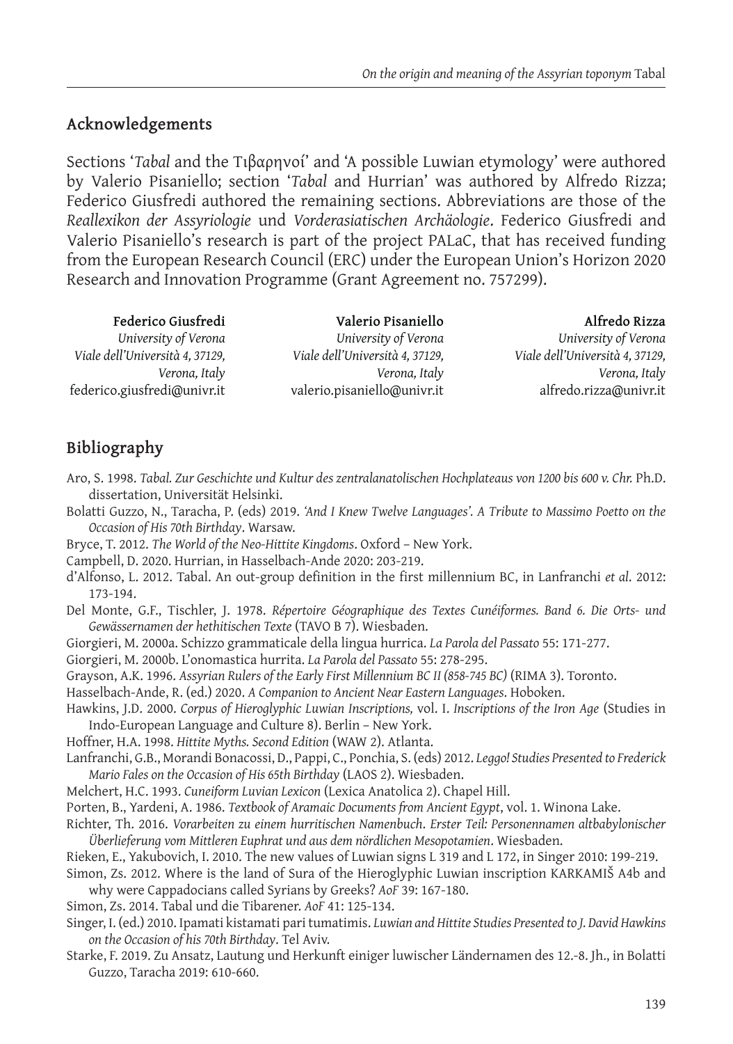## Acknowledgements

Sections '*Tabal* and the Τιβαρηνοί' and 'A possible Luwian etymology' were authored by Valerio Pisaniello; section '*Tabal* and Hurrian' was authored by Alfredo Rizza; Federico Giusfredi authored the remaining sections. Abbreviations are those of the *Reallexikon der Assyriologie* und *Vorderasiatischen Archäologie*. Federico Giusfredi and Valerio Pisaniello's research is part of the project PALaC, that has received funding from the European Research Council (ERC) under the European Union's Horizon 2020 Research and Innovation Programme (Grant Agreement no. 757299).

**Federico Giusfredi**
*University of Verona*
*Viale dell'Università 4, 37129, Verona, Italy*
federico.giusfredi@univr.it

**Valerio Pisaniello**
*University of Verona*
*Viale dell'Università 4, 37129, Verona, Italy*
valerio.pisaniello@univr.it

**Alfredo Rizza**
*University of Verona*
*Viale dell'Università 4, 37129, Verona, Italy*
alfredo.rizza@univr.it

## Bibliography

Aro, S. 1998. *Tabal. Zur Geschichte und Kultur des zentralanatolischen Hochplateaus von 1200 bis 600 v. Chr.* Ph.D. dissertation, Universität Helsinki.

Bolatti Guzzo, N., Taracha, P. (eds) 2019. *'And I Knew Twelve Languages'. A Tribute to Massimo Poetto on the Occasion of His 70th Birthday*. Warsaw.

Bryce, T. 2012. *The World of the Neo-Hittite Kingdoms*. Oxford – New York.

Campbell, D. 2020. Hurrian, in Hasselbach-Ande 2020: 203-219.

d'Alfonso, L. 2012. Tabal. An out-group definition in the first millennium BC, in Lanfranchi *et al*. 2012: 173-194.

Del Monte, G.F., Tischler, J. 1978. *Répertoire Géographique des Textes Cunéiformes. Band 6. Die Orts- und Gewässernamen der hethitischen Texte* (TAVO B 7). Wiesbaden.

Giorgieri, M. 2000a. Schizzo grammaticale della lingua hurrica. *La Parola del Passato* 55: 171-277.

Giorgieri, M. 2000b. L'onomastica hurrita. *La Parola del Passato* 55: 278-295.

Grayson, A.K. 1996. *Assyrian Rulers of the Early First Millennium BC II (858-745 BC)* (RIMA 3). Toronto.

Hasselbach-Ande, R. (ed.) 2020. *A Companion to Ancient Near Eastern Languages*. Hoboken.

Hawkins, J.D. 2000. *Corpus of Hieroglyphic Luwian Inscriptions,* vol. I. *Inscriptions of the Iron Age* (Studies in Indo-European Language and Culture 8). Berlin – New York.

Hoffner, H.A. 1998. *Hittite Myths. Second Edition* (WAW 2). Atlanta.

Lanfranchi, G.B., Morandi Bonacossi, D., Pappi, C., Ponchia, S. (eds) 2012. *Leggo! Studies Presented to Frederick Mario Fales on the Occasion of His 65th Birthday* (LAOS 2). Wiesbaden.

Melchert, H.C. 1993. *Cuneiform Luvian Lexicon* (Lexica Anatolica 2). Chapel Hill.

Porten, B., Yardeni, A. 1986. *Textbook of Aramaic Documents from Ancient Egypt*, vol. 1. Winona Lake.

Richter, Th. 2016. *Vorarbeiten zu einem hurritischen Namenbuch. Erster Teil: Personennamen altbabylonischer Überlieferung vom Mittleren Euphrat und aus dem nördlichen Mesopotamien*. Wiesbaden.

Rieken, E., Yakubovich, I. 2010. The new values of Luwian signs L 319 and L 172, in Singer 2010: 199-219.

Simon, Zs. 2012. Where is the land of Sura of the Hieroglyphic Luwian inscription KARKAMIŠ A4b and why were Cappadocians called Syrians by Greeks? *AoF* 39: 167-180.

Simon, Zs. 2014. Tabal und die Tibarener. *AoF* 41: 125-134.

Singer, I. (ed.) 2010. Ipamati kistamati pari tumatimis. *Luwian and Hittite Studies Presented to J. David Hawkins on the Occasion of his 70th Birthday*. Tel Aviv.

Starke, F. 2019. Zu Ansatz, Lautung und Herkunft einiger luwischer Ländernamen des 12.-8. Jh., in Bolatti Guzzo, Taracha 2019: 610-660.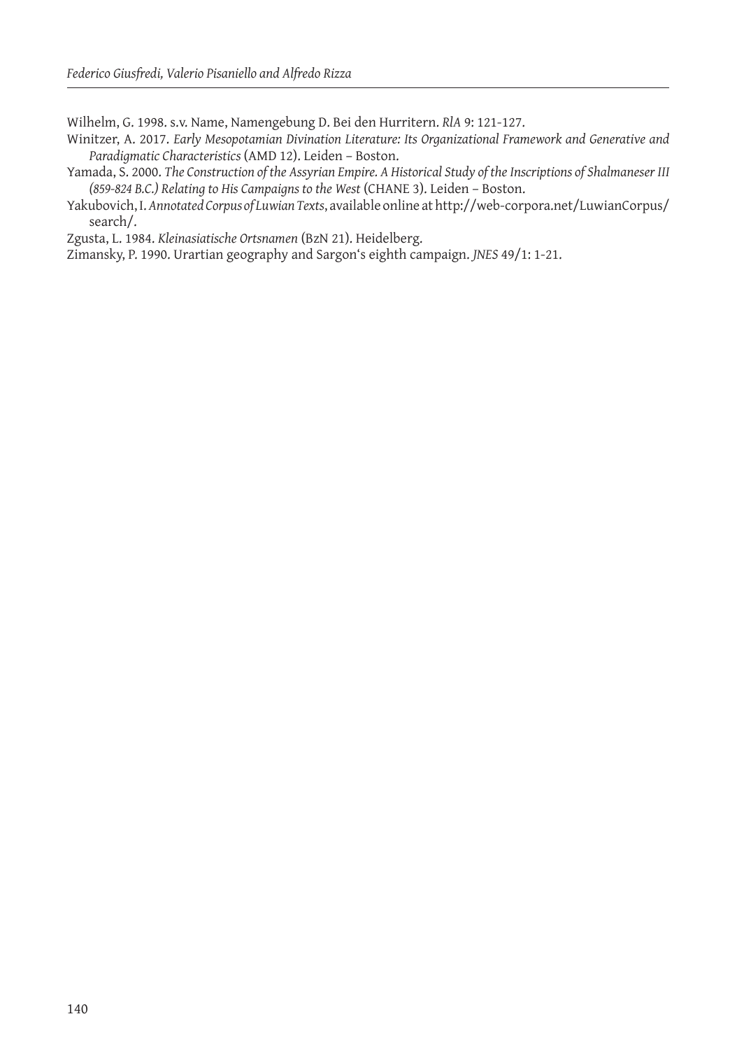Wilhelm, G. 1998. s.v. Name, Namengebung D. Bei den Hurritern. *RlA* 9: 121-127.

Winitzer, A. 2017. *Early Mesopotamian Divination Literature: Its Organizational Framework and Generative and Paradigmatic Characteristics* (AMD 12). Leiden – Boston.

Yamada, S. 2000. *The Construction of the Assyrian Empire. A Historical Study of the Inscriptions of Shalmaneser III (859-824 B.C.) Relating to His Campaigns to the West* (CHANE 3). Leiden – Boston.

Yakubovich, I. *Annotated Corpus of Luwian Texts*, available online at http://web-corpora.net/LuwianCorpus/search/.

Zgusta, L. 1984. *Kleinasiatische Ortsnamen* (BzN 21). Heidelberg.

Zimansky, P. 1990. Urartian geography and Sargon‘s eighth campaign. *JNES* 49/1: 1-21.